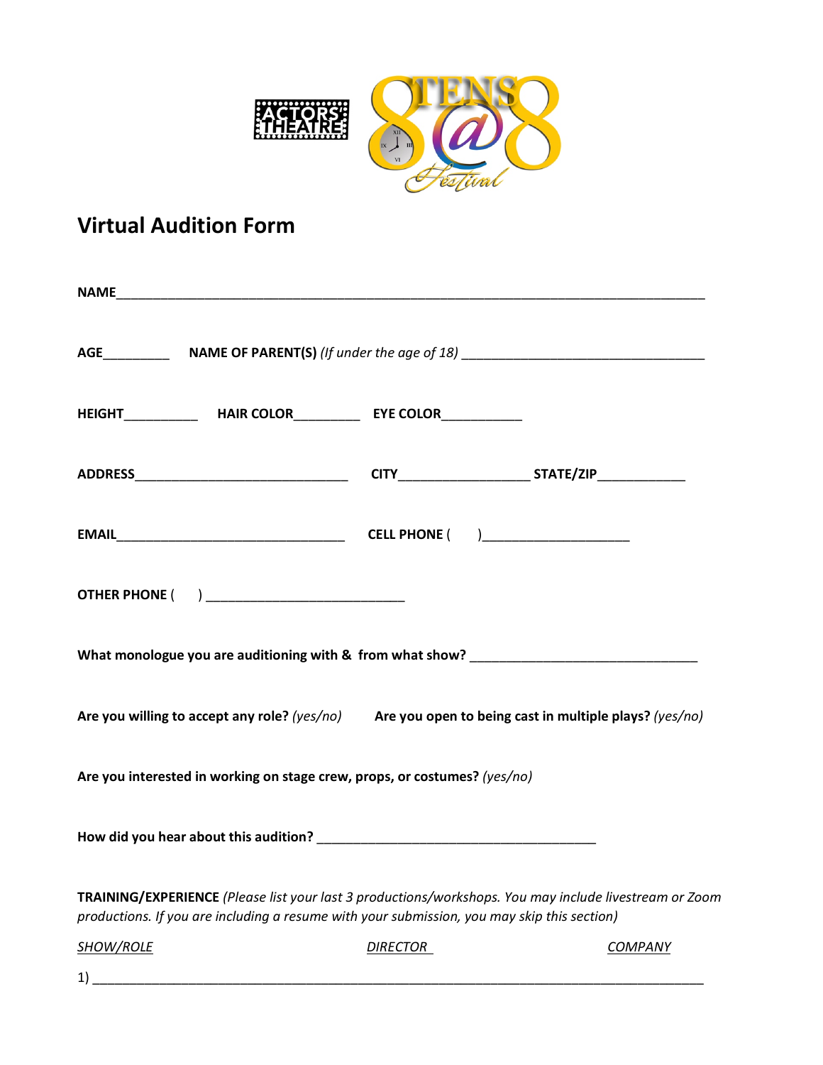# Virtual Audition Form

**NAME**_______________________________________________________________________________

**AGE**_________ **NAME OF PARENT(S)** *(If under the age of 18)* _________________________________

**HEIGHT**__________ **HAIR COLOR**_________ **EYE COLOR**___________

**ADDRESS**______________________________ **CITY**__________________ **STATE/ZIP**____________

**EMAIL**________________________________ **CELL PHONE** ( )____________________

**OTHER PHONE** ( ) ___________________________

**What monologue you are auditioning with & from what show?** _______________________________

**Are you willing to accept any role?** *(yes/no)* **Are you open to being cast in multiple plays?** *(yes/no)*

**Are you interested in working on stage crew, props, or costumes?** *(yes/no)*

**How did you hear about this audition?** ______________________________________

**TRAINING/EXPERIENCE** *(Please list your last 3 productions/workshops. You may include livestream or Zoom productions. If you are including a resume with your submission, you may skip this section)*

| *SHOW/ROLE* | *DIRECTOR* | *COMPANY* |
|---|---|---|
| 1) | | |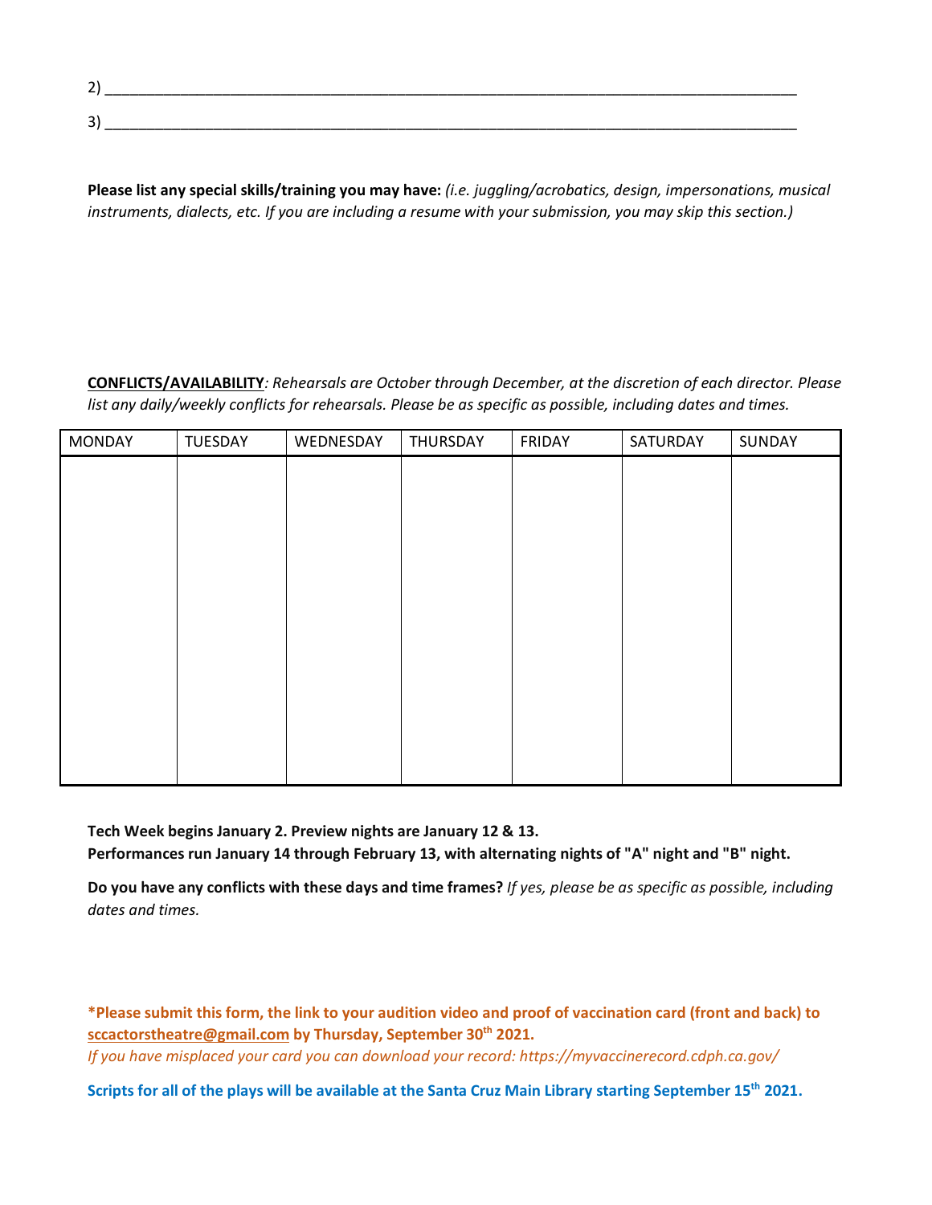2) ____________________________________________________________________________________

3) ____________________________________________________________________________________

**Please list any special skills/training you may have:** *(i.e. juggling/acrobatics, design, impersonations, musical instruments, dialects, etc. If you are including a resume with your submission, you may skip this section.)*

**<u>CONFLICTS/AVAILABILITY</u>***: Rehearsals are October through December, at the discretion of each director. Please list any daily/weekly conflicts for rehearsals. Please be as specific as possible, including dates and times.*

| MONDAY | TUESDAY | WEDNESDAY | THURSDAY | FRIDAY | SATURDAY | SUNDAY |
|---|---|---|---|---|---|---|
| | | | | | | |

**Tech Week begins January 2. Preview nights are January 12 & 13.**
**Performances run January 14 through February 13, with alternating nights of "A" night and "B" night.**

**Do you have any conflicts with these days and time frames?** *If yes, please be as specific as possible, including dates and times.*

**\*Please submit this form, the link to your audition video and proof of vaccination card (front and back) to <u>sccactorstheatre@gmail.com</u> by Thursday, September 30th 2021.**
*If you have misplaced your card you can download your record: https://myvaccinerecord.cdph.ca.gov/*

**Scripts for all of the plays will be available at the Santa Cruz Main Library starting September 15th 2021.**